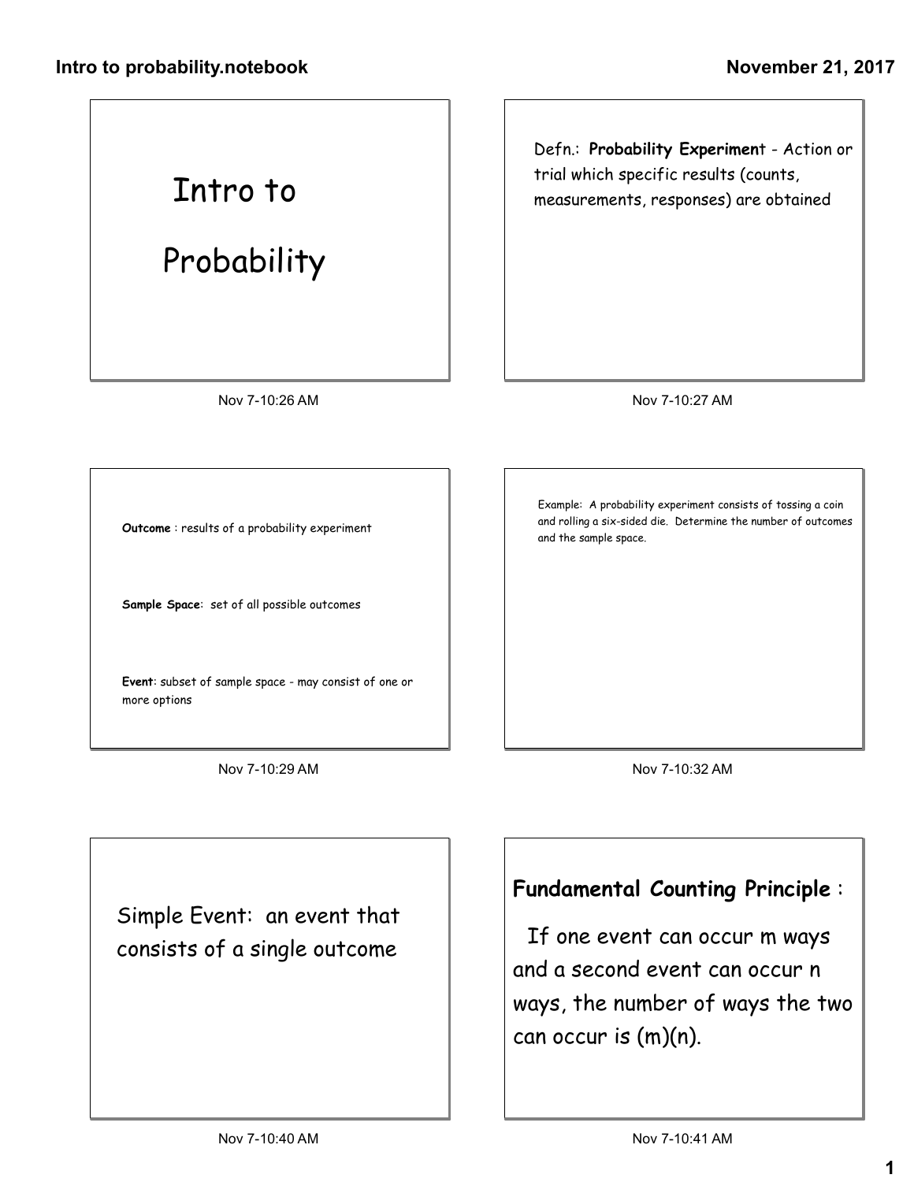# Intro to Probability

Defn.: **Probability Experiment** - Action or trial which specific results (counts, measurements, responses) are obtained

**Outcome** : results of a probability experiment

**Sample Space**: set of all possible outcomes

**Event**: subset of sample space - may consist of one or more options

Example: A probability experiment consists of tossing a coin and rolling a six-sided die. Determine the number of outcomes and the sample space.

Simple Event: an event that consists of a single outcome

**Fundamental Counting Principle** :

If one event can occur m ways and a second event can occur n ways, the number of ways the two can occur is (m)(n).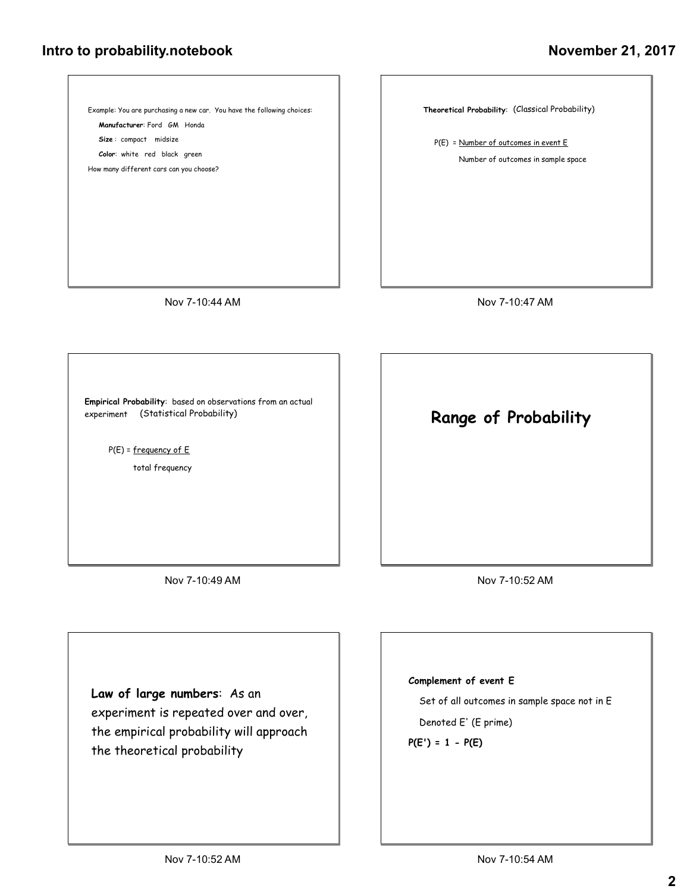Example: You are purchasing a new car. You have the following choices:

**Manufacturer**: Ford GM Honda

**Size** : compact midsize

**Color**: white red black green

How many different cars can you choose?

Nov 7-10:44 AM

**Theoretical Probability**: (Classical Probability)

$$P(E) = \frac{\text{Number of outcomes in event E}}{\text{Number of outcomes in sample space}}$$

Nov 7-10:47 AM

**Empirical Probability**: based on observations from an actual experiment (Statistical Probability)

$$P(E) = \frac{\text{frequency of E}}{\text{total frequency}}$$

Nov 7-10:49 AM

## Range of Probability

Nov 7-10:52 AM

**Law of large numbers**: As an experiment is repeated over and over, the empirical probability will approach the theoretical probability

Nov 7-10:52 AM

**Complement of event E**

Set of all outcomes in sample space not in E

Denoted E' (E prime)

**P(E') = 1 - P(E)**

Nov 7-10:54 AM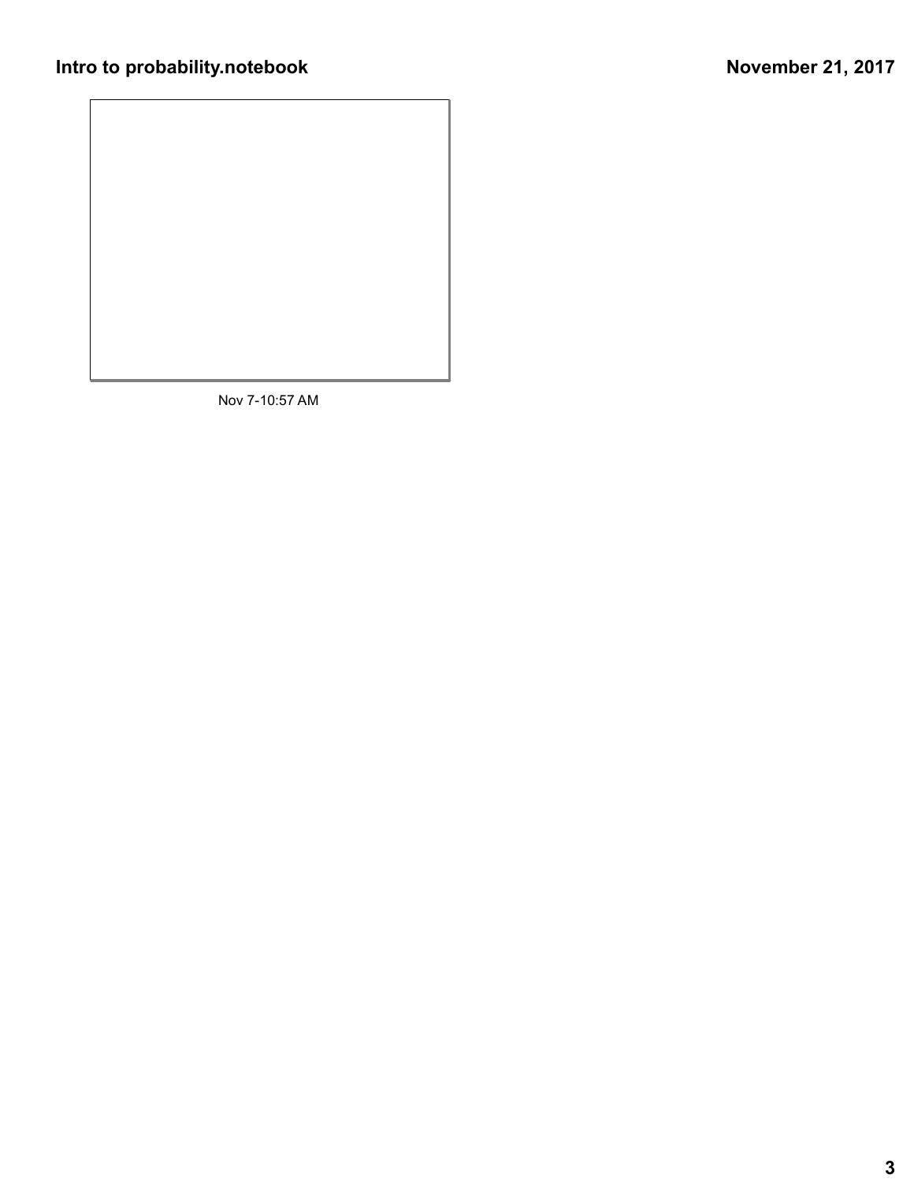Nov 7-10:57 AM